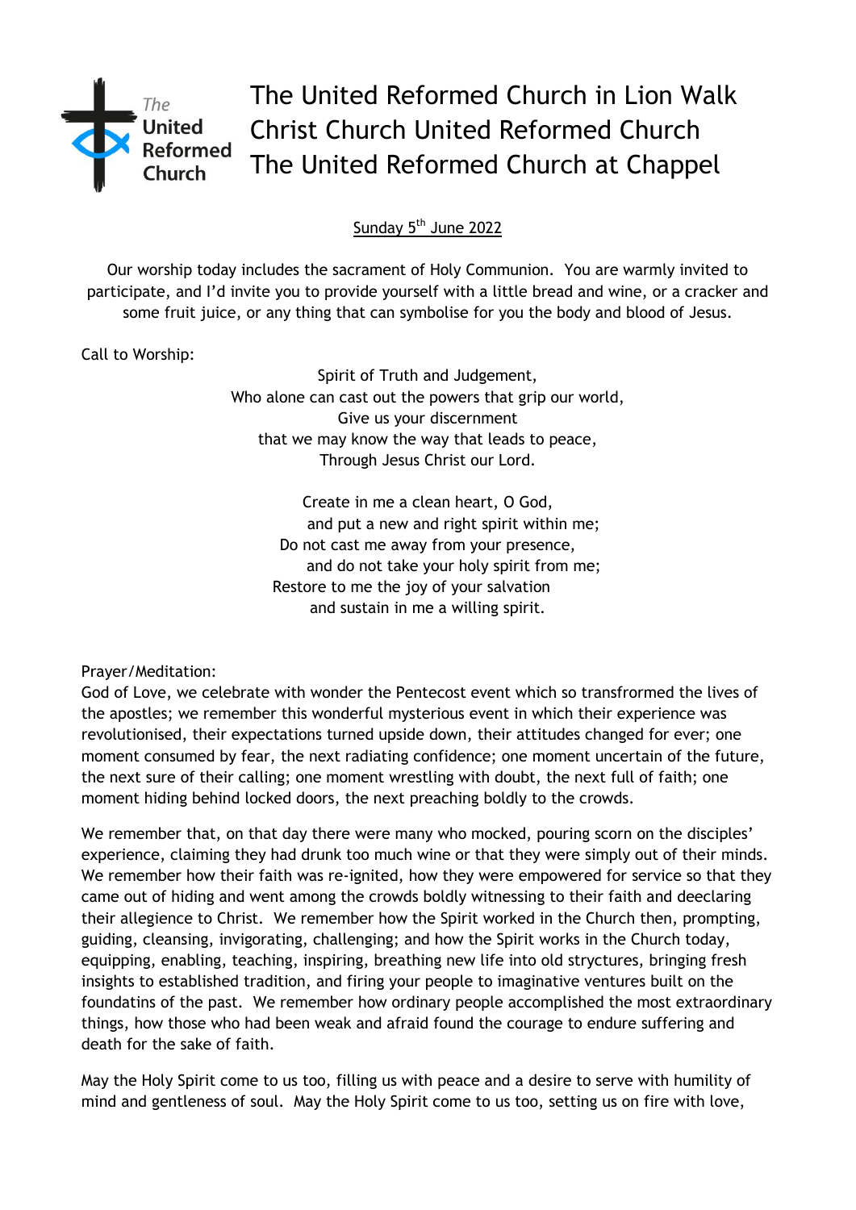# The United Reformed Church in Lion Walk
# Christ Church United Reformed Church
# The United Reformed Church at Chappel

Sunday 5th June 2022

Our worship today includes the sacrament of Holy Communion. You are warmly invited to participate, and I'd invite you to provide yourself with a little bread and wine, or a cracker and some fruit juice, or any thing that can symbolise for you the body and blood of Jesus.

Call to Worship:

Spirit of Truth and Judgement,
Who alone can cast out the powers that grip our world,
Give us your discernment
that we may know the way that leads to peace,
Through Jesus Christ our Lord.

Create in me a clean heart, O God,
and put a new and right spirit within me;
Do not cast me away from your presence,
and do not take your holy spirit from me;
Restore to me the joy of your salvation
and sustain in me a willing spirit.

Prayer/Meditation:
God of Love, we celebrate with wonder the Pentecost event which so transfrormed the lives of the apostles; we remember this wonderful mysterious event in which their experience was revolutionised, their expectations turned upside down, their attitudes changed for ever; one moment consumed by fear, the next radiating confidence; one moment uncertain of the future, the next sure of their calling; one moment wrestling with doubt, the next full of faith; one moment hiding behind locked doors, the next preaching boldly to the crowds.

We remember that, on that day there were many who mocked, pouring scorn on the disciples' experience, claiming they had drunk too much wine or that they were simply out of their minds. We remember how their faith was re-ignited, how they were empowered for service so that they came out of hiding and went among the crowds boldly witnessing to their faith and deeclaring their allegience to Christ. We remember how the Spirit worked in the Church then, prompting, guiding, cleansing, invigorating, challenging; and how the Spirit works in the Church today, equipping, enabling, teaching, inspiring, breathing new life into old stryctures, bringing fresh insights to established tradition, and firing your people to imaginative ventures built on the foundatins of the past. We remember how ordinary people accomplished the most extraordinary things, how those who had been weak and afraid found the courage to endure suffering and death for the sake of faith.

May the Holy Spirit come to us too, filling us with peace and a desire to serve with humility of mind and gentleness of soul. May the Holy Spirit come to us too, setting us on fire with love,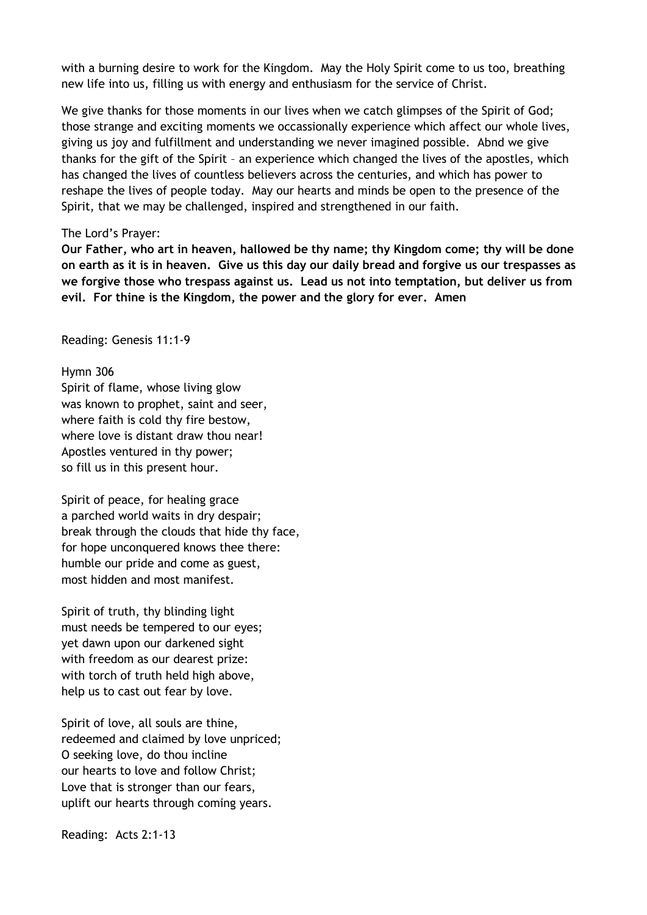with a burning desire to work for the Kingdom. May the Holy Spirit come to us too, breathing new life into us, filling us with energy and enthusiasm for the service of Christ.

We give thanks for those moments in our lives when we catch glimpses of the Spirit of God; those strange and exciting moments we occassionally experience which affect our whole lives, giving us joy and fulfillment and understanding we never imagined possible. Abnd we give thanks for the gift of the Spirit – an experience which changed the lives of the apostles, which has changed the lives of countless believers across the centuries, and which has power to reshape the lives of people today. May our hearts and minds be open to the presence of the Spirit, that we may be challenged, inspired and strengthened in our faith.

The Lord's Prayer:

**Our Father, who art in heaven, hallowed be thy name; thy Kingdom come; thy will be done on earth as it is in heaven. Give us this day our daily bread and forgive us our trespasses as we forgive those who trespass against us. Lead us not into temptation, but deliver us from evil. For thine is the Kingdom, the power and the glory for ever. Amen**

Reading: Genesis 11:1-9

Hymn 306

Spirit of flame, whose living glow
was known to prophet, saint and seer,
where faith is cold thy fire bestow,
where love is distant draw thou near!
Apostles ventured in thy power;
so fill us in this present hour.

Spirit of peace, for healing grace
a parched world waits in dry despair;
break through the clouds that hide thy face,
for hope unconquered knows thee there:
humble our pride and come as guest,
most hidden and most manifest.

Spirit of truth, thy blinding light
must needs be tempered to our eyes;
yet dawn upon our darkened sight
with freedom as our dearest prize:
with torch of truth held high above,
help us to cast out fear by love.

Spirit of love, all souls are thine,
redeemed and claimed by love unpriced;
O seeking love, do thou incline
our hearts to love and follow Christ;
Love that is stronger than our fears,
uplift our hearts through coming years.

Reading: Acts 2:1-13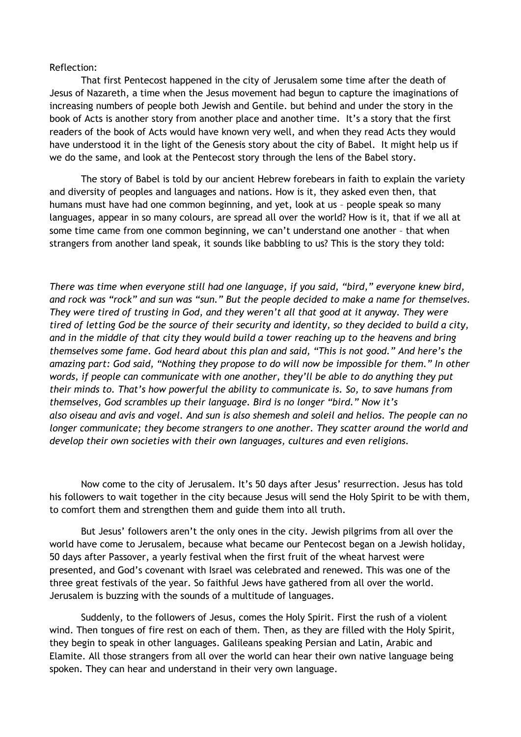Reflection:

That first Pentecost happened in the city of Jerusalem some time after the death of Jesus of Nazareth, a time when the Jesus movement had begun to capture the imaginations of increasing numbers of people both Jewish and Gentile. but behind and under the story in the book of Acts is another story from another place and another time. It's a story that the first readers of the book of Acts would have known very well, and when they read Acts they would have understood it in the light of the Genesis story about the city of Babel. It might help us if we do the same, and look at the Pentecost story through the lens of the Babel story.

The story of Babel is told by our ancient Hebrew forebears in faith to explain the variety and diversity of peoples and languages and nations. How is it, they asked even then, that humans must have had one common beginning, and yet, look at us – people speak so many languages, appear in so many colours, are spread all over the world? How is it, that if we all at some time came from one common beginning, we can't understand one another – that when strangers from another land speak, it sounds like babbling to us? This is the story they told:

*There was time when everyone still had one language, if you said, "bird," everyone knew bird, and rock was "rock" and sun was "sun." But the people decided to make a name for themselves. They were tired of trusting in God, and they weren't all that good at it anyway. They were tired of letting God be the source of their security and identity, so they decided to build a city, and in the middle of that city they would build a tower reaching up to the heavens and bring themselves some fame. God heard about this plan and said, "This is not good." And here's the amazing part: God said, "Nothing they propose to do will now be impossible for them." In other words, if people can communicate with one another, they'll be able to do anything they put their minds to. That's how powerful the ability to communicate is. So, to save humans from themselves, God scrambles up their language. Bird is no longer "bird." Now it's also oiseau and avis and vogel. And sun is also shemesh and soleil and helios. The people can no longer communicate; they become strangers to one another. They scatter around the world and develop their own societies with their own languages, cultures and even religions.*

Now come to the city of Jerusalem. It's 50 days after Jesus' resurrection. Jesus has told his followers to wait together in the city because Jesus will send the Holy Spirit to be with them, to comfort them and strengthen them and guide them into all truth.

But Jesus' followers aren't the only ones in the city. Jewish pilgrims from all over the world have come to Jerusalem, because what became our Pentecost began on a Jewish holiday, 50 days after Passover, a yearly festival when the first fruit of the wheat harvest were presented, and God's covenant with Israel was celebrated and renewed. This was one of the three great festivals of the year. So faithful Jews have gathered from all over the world. Jerusalem is buzzing with the sounds of a multitude of languages.

Suddenly, to the followers of Jesus, comes the Holy Spirit. First the rush of a violent wind. Then tongues of fire rest on each of them. Then, as they are filled with the Holy Spirit, they begin to speak in other languages. Galileans speaking Persian and Latin, Arabic and Elamite. All those strangers from all over the world can hear their own native language being spoken. They can hear and understand in their very own language.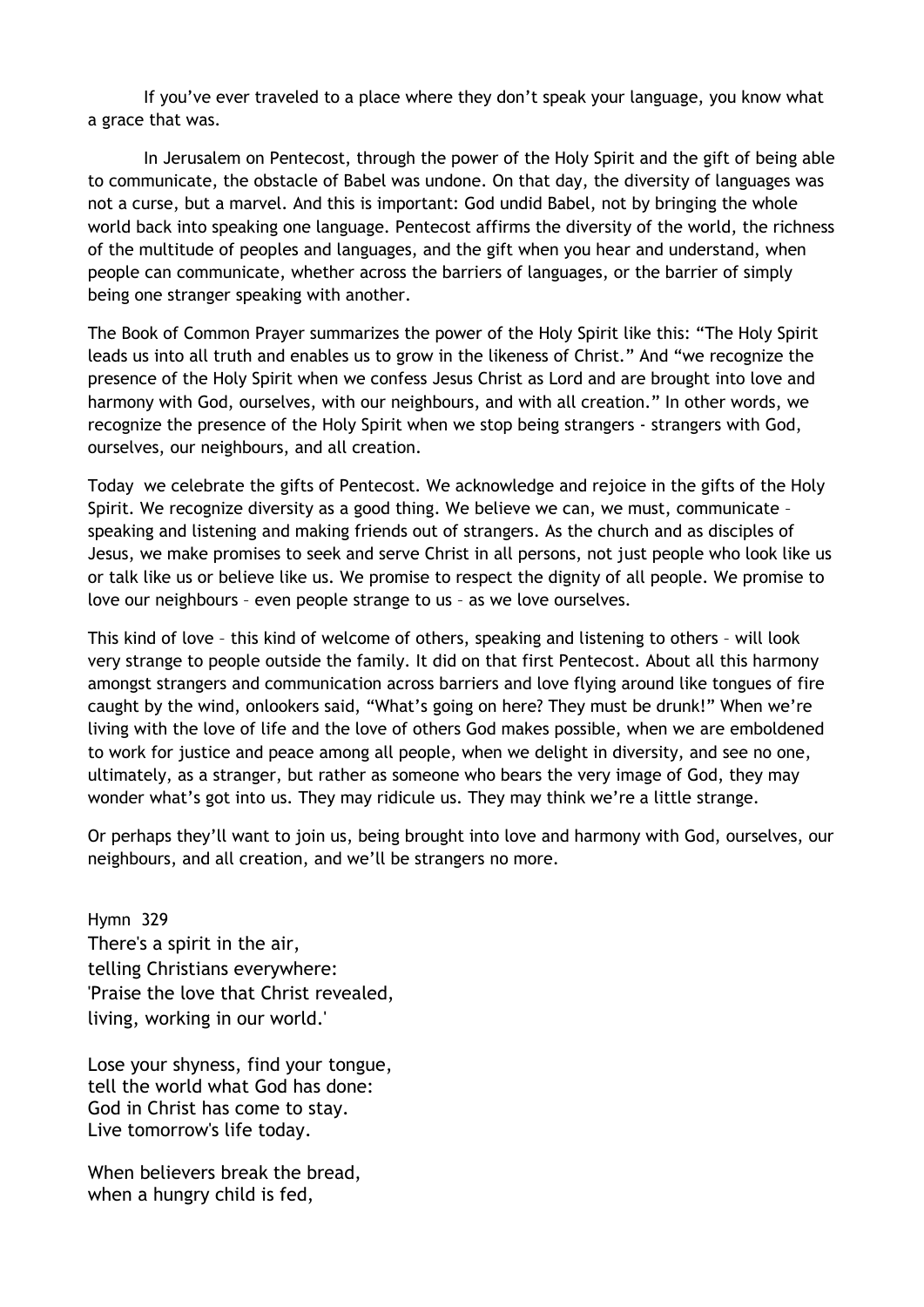If you've ever traveled to a place where they don't speak your language, you know what a grace that was.

In Jerusalem on Pentecost, through the power of the Holy Spirit and the gift of being able to communicate, the obstacle of Babel was undone. On that day, the diversity of languages was not a curse, but a marvel. And this is important: God undid Babel, not by bringing the whole world back into speaking one language. Pentecost affirms the diversity of the world, the richness of the multitude of peoples and languages, and the gift when you hear and understand, when people can communicate, whether across the barriers of languages, or the barrier of simply being one stranger speaking with another.

The Book of Common Prayer summarizes the power of the Holy Spirit like this: "The Holy Spirit leads us into all truth and enables us to grow in the likeness of Christ." And "we recognize the presence of the Holy Spirit when we confess Jesus Christ as Lord and are brought into love and harmony with God, ourselves, with our neighbours, and with all creation." In other words, we recognize the presence of the Holy Spirit when we stop being strangers - strangers with God, ourselves, our neighbours, and all creation.

Today we celebrate the gifts of Pentecost. We acknowledge and rejoice in the gifts of the Holy Spirit. We recognize diversity as a good thing. We believe we can, we must, communicate – speaking and listening and making friends out of strangers. As the church and as disciples of Jesus, we make promises to seek and serve Christ in all persons, not just people who look like us or talk like us or believe like us. We promise to respect the dignity of all people. We promise to love our neighbours – even people strange to us – as we love ourselves.

This kind of love – this kind of welcome of others, speaking and listening to others – will look very strange to people outside the family. It did on that first Pentecost. About all this harmony amongst strangers and communication across barriers and love flying around like tongues of fire caught by the wind, onlookers said, "What's going on here? They must be drunk!" When we're living with the love of life and the love of others God makes possible, when we are emboldened to work for justice and peace among all people, when we delight in diversity, and see no one, ultimately, as a stranger, but rather as someone who bears the very image of God, they may wonder what's got into us. They may ridicule us. They may think we're a little strange.

Or perhaps they'll want to join us, being brought into love and harmony with God, ourselves, our neighbours, and all creation, and we'll be strangers no more.

Hymn 329

There's a spirit in the air,
telling Christians everywhere:
'Praise the love that Christ revealed,
living, working in our world.'

Lose your shyness, find your tongue,
tell the world what God has done:
God in Christ has come to stay.
Live tomorrow's life today.

When believers break the bread,
when a hungry child is fed,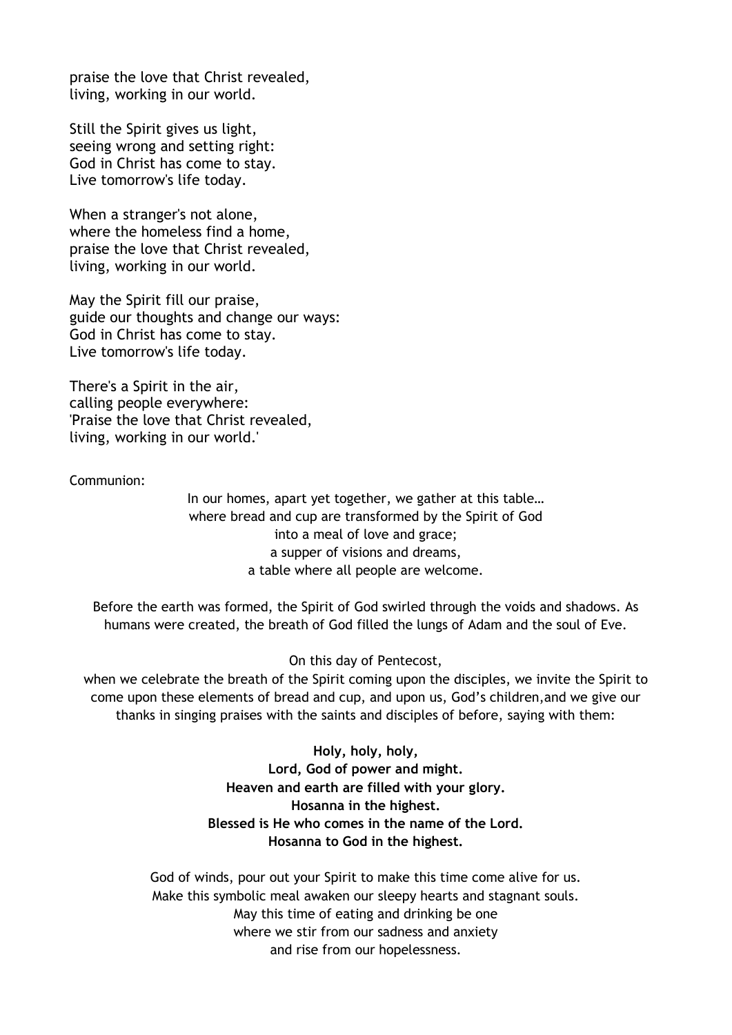praise the love that Christ revealed,  
living, working in our world.

Still the Spirit gives us light,  
seeing wrong and setting right:  
God in Christ has come to stay.  
Live tomorrow's life today.

When a stranger's not alone,  
where the homeless find a home,  
praise the love that Christ revealed,  
living, working in our world.

May the Spirit fill our praise,  
guide our thoughts and change our ways:  
God in Christ has come to stay.  
Live tomorrow's life today.

There's a Spirit in the air,  
calling people everywhere:  
'Praise the love that Christ revealed,  
living, working in our world.'

Communion:

In our homes, apart yet together, we gather at this table…  
where bread and cup are transformed by the Spirit of God  
into a meal of love and grace;  
a supper of visions and dreams,  
a table where all people are welcome.

Before the earth was formed, the Spirit of God swirled through the voids and shadows. As humans were created, the breath of God filled the lungs of Adam and the soul of Eve.

On this day of Pentecost,  
when we celebrate the breath of the Spirit coming upon the disciples, we invite the Spirit to come upon these elements of bread and cup, and upon us, God's children,and we give our thanks in singing praises with the saints and disciples of before, saying with them:

**Holy, holy, holy,**  
**Lord, God of power and might.**  
**Heaven and earth are filled with your glory.**  
**Hosanna in the highest.**  
**Blessed is He who comes in the name of the Lord.**  
**Hosanna to God in the highest.**

God of winds, pour out your Spirit to make this time come alive for us.  
Make this symbolic meal awaken our sleepy hearts and stagnant souls.  
May this time of eating and drinking be one  
where we stir from our sadness and anxiety  
and rise from our hopelessness.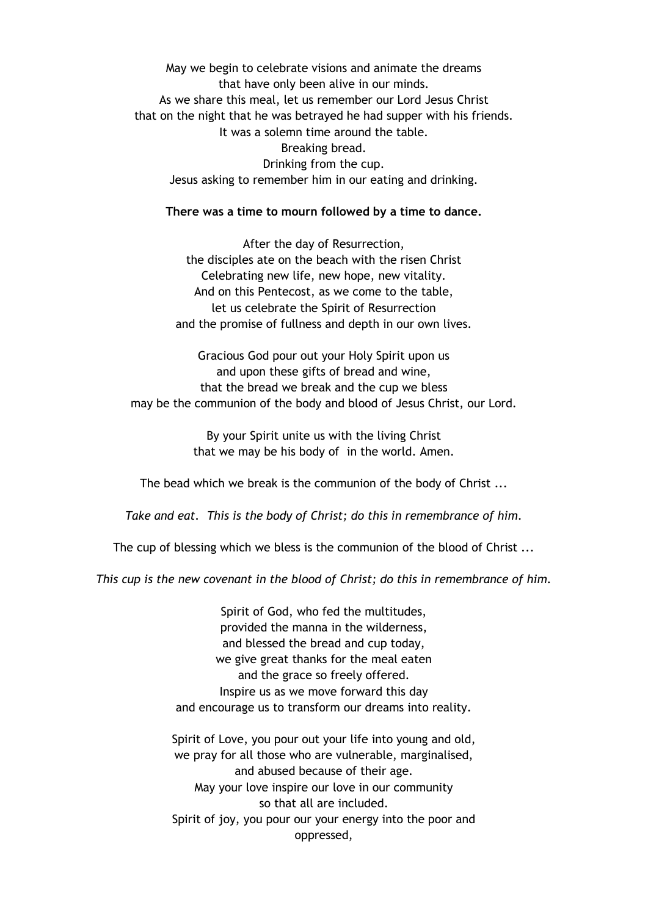May we begin to celebrate visions and animate the dreams
that have only been alive in our minds.
As we share this meal, let us remember our Lord Jesus Christ
that on the night that he was betrayed he had supper with his friends.
It was a solemn time around the table.
Breaking bread.
Drinking from the cup.
Jesus asking to remember him in our eating and drinking.

**There was a time to mourn followed by a time to dance.**

After the day of Resurrection,
the disciples ate on the beach with the risen Christ
Celebrating new life, new hope, new vitality.
And on this Pentecost, as we come to the table,
let us celebrate the Spirit of Resurrection
and the promise of fullness and depth in our own lives.

Gracious God pour out your Holy Spirit upon us
and upon these gifts of bread and wine,
that the bread we break and the cup we bless
may be the communion of the body and blood of Jesus Christ, our Lord.

By your Spirit unite us with the living Christ
that we may be his body of in the world. Amen.

The bead which we break is the communion of the body of Christ ...

*Take and eat. This is the body of Christ; do this in remembrance of him.*

The cup of blessing which we bless is the communion of the blood of Christ ...

*This cup is the new covenant in the blood of Christ; do this in remembrance of him.*

Spirit of God, who fed the multitudes,
provided the manna in the wilderness,
and blessed the bread and cup today,
we give great thanks for the meal eaten
and the grace so freely offered.
Inspire us as we move forward this day
and encourage us to transform our dreams into reality.

Spirit of Love, you pour out your life into young and old,
we pray for all those who are vulnerable, marginalised,
and abused because of their age.
May your love inspire our love in our community
so that all are included.
Spirit of joy, you pour our your energy into the poor and
oppressed,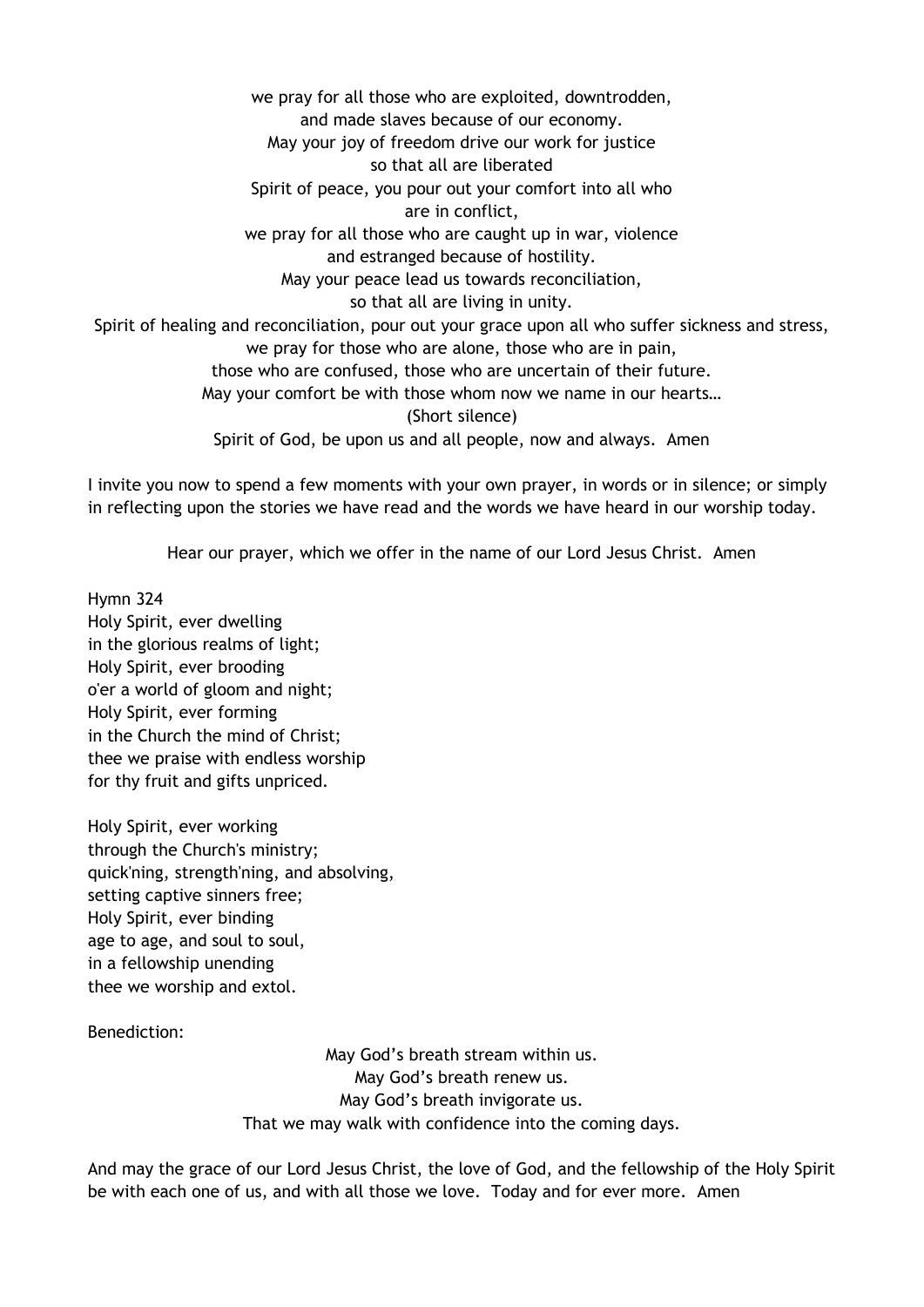we pray for all those who are exploited, downtrodden,
and made slaves because of our economy.
May your joy of freedom drive our work for justice
so that all are liberated
Spirit of peace, you pour out your comfort into all who
are in conflict,
we pray for all those who are caught up in war, violence
and estranged because of hostility.
May your peace lead us towards reconciliation,
so that all are living in unity.
Spirit of healing and reconciliation, pour out your grace upon all who suffer sickness and stress,
we pray for those who are alone, those who are in pain,
those who are confused, those who are uncertain of their future.
May your comfort be with those whom now we name in our hearts…
(Short silence)
Spirit of God, be upon us and all people, now and always. Amen

I invite you now to spend a few moments with your own prayer, in words or in silence; or simply in reflecting upon the stories we have read and the words we have heard in our worship today.

Hear our prayer, which we offer in the name of our Lord Jesus Christ. Amen

Hymn 324
Holy Spirit, ever dwelling
in the glorious realms of light;
Holy Spirit, ever brooding
o'er a world of gloom and night;
Holy Spirit, ever forming
in the Church the mind of Christ;
thee we praise with endless worship
for thy fruit and gifts unpriced.

Holy Spirit, ever working
through the Church's ministry;
quick'ning, strength'ning, and absolving,
setting captive sinners free;
Holy Spirit, ever binding
age to age, and soul to soul,
in a fellowship unending
thee we worship and extol.

Benediction:

May God's breath stream within us.
May God's breath renew us.
May God's breath invigorate us.
That we may walk with confidence into the coming days.

And may the grace of our Lord Jesus Christ, the love of God, and the fellowship of the Holy Spirit be with each one of us, and with all those we love. Today and for ever more. Amen